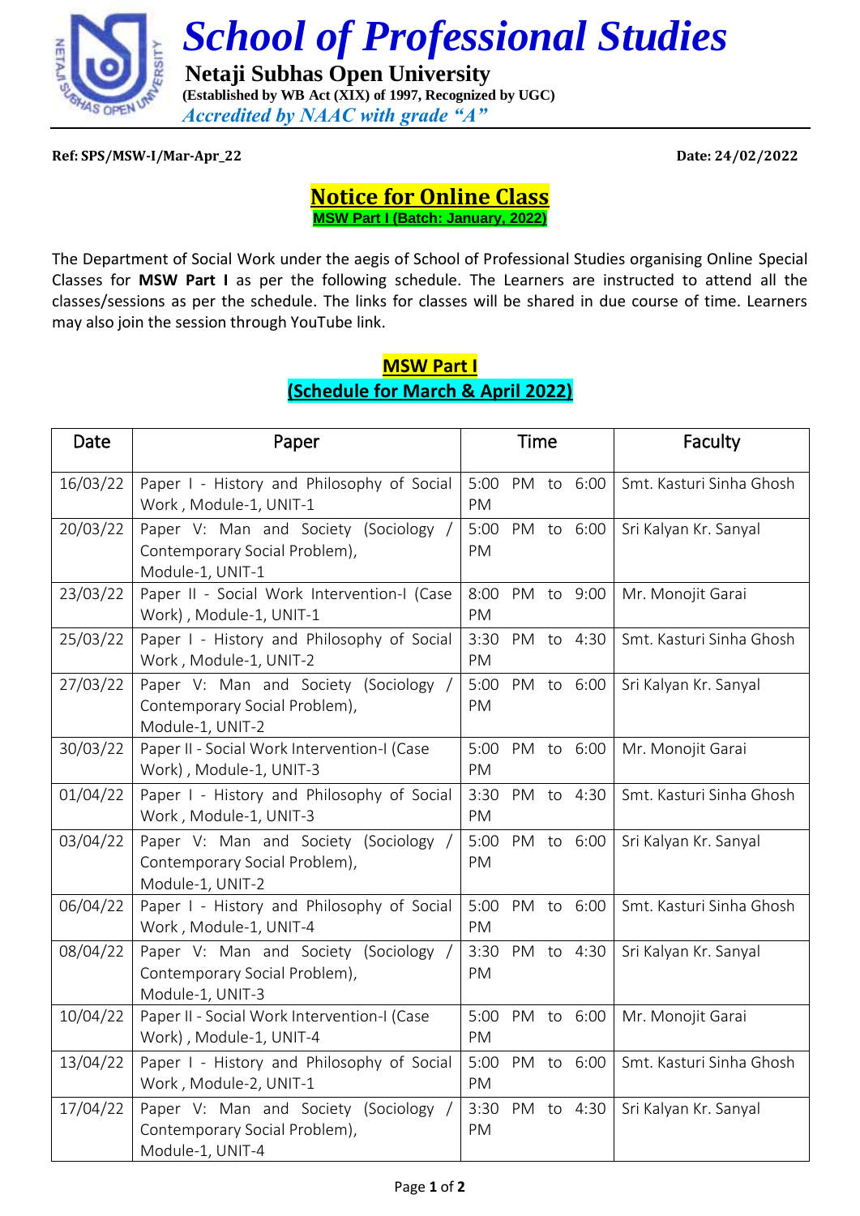# School of Professional Studies

**Netaji Subhas Open University**

**(Established by WB Act (XIX) of 1997, Recognized by UGC)**

*Accredited by NAAC with grade "A"*

**Ref: SPS/MSW-I/Mar-Apr_22** **Date: 24/02/2022**

## Notice for Online Class

**MSW Part I (Batch: January, 2022)**

The Department of Social Work under the aegis of School of Professional Studies organising Online Special Classes for **MSW Part I** as per the following schedule. The Learners are instructed to attend all the classes/sessions as per the schedule. The links for classes will be shared in due course of time. Learners may also join the session through YouTube link.

### MSW Part I
### (Schedule for March & April 2022)

| Date | Paper | Time | Faculty |
|---|---|---|---|
| 16/03/22 | Paper I - History and Philosophy of Social Work , Module-1, UNIT-1 | 5:00 PM to 6:00 PM | Smt. Kasturi Sinha Ghosh |
| 20/03/22 | Paper V: Man and Society (Sociology / Contemporary Social Problem), Module-1, UNIT-1 | 5:00 PM to 6:00 PM | Sri Kalyan Kr. Sanyal |
| 23/03/22 | Paper II - Social Work Intervention-I (Case Work) , Module-1, UNIT-1 | 8:00 PM to 9:00 PM | Mr. Monojit Garai |
| 25/03/22 | Paper I - History and Philosophy of Social Work , Module-1, UNIT-2 | 3:30 PM to 4:30 PM | Smt. Kasturi Sinha Ghosh |
| 27/03/22 | Paper V: Man and Society (Sociology / Contemporary Social Problem), Module-1, UNIT-2 | 5:00 PM to 6:00 PM | Sri Kalyan Kr. Sanyal |
| 30/03/22 | Paper II - Social Work Intervention-I (Case Work) , Module-1, UNIT-3 | 5:00 PM to 6:00 PM | Mr. Monojit Garai |
| 01/04/22 | Paper I - History and Philosophy of Social Work , Module-1, UNIT-3 | 3:30 PM to 4:30 PM | Smt. Kasturi Sinha Ghosh |
| 03/04/22 | Paper V: Man and Society (Sociology / Contemporary Social Problem), Module-1, UNIT-2 | 5:00 PM to 6:00 PM | Sri Kalyan Kr. Sanyal |
| 06/04/22 | Paper I - History and Philosophy of Social Work , Module-1, UNIT-4 | 5:00 PM to 6:00 PM | Smt. Kasturi Sinha Ghosh |
| 08/04/22 | Paper V: Man and Society (Sociology / Contemporary Social Problem), Module-1, UNIT-3 | 3:30 PM to 4:30 PM | Sri Kalyan Kr. Sanyal |
| 10/04/22 | Paper II - Social Work Intervention-I (Case Work) , Module-1, UNIT-4 | 5:00 PM to 6:00 PM | Mr. Monojit Garai |
| 13/04/22 | Paper I - History and Philosophy of Social Work , Module-2, UNIT-1 | 5:00 PM to 6:00 PM | Smt. Kasturi Sinha Ghosh |
| 17/04/22 | Paper V: Man and Society (Sociology / Contemporary Social Problem), Module-1, UNIT-4 | 3:30 PM to 4:30 PM | Sri Kalyan Kr. Sanyal |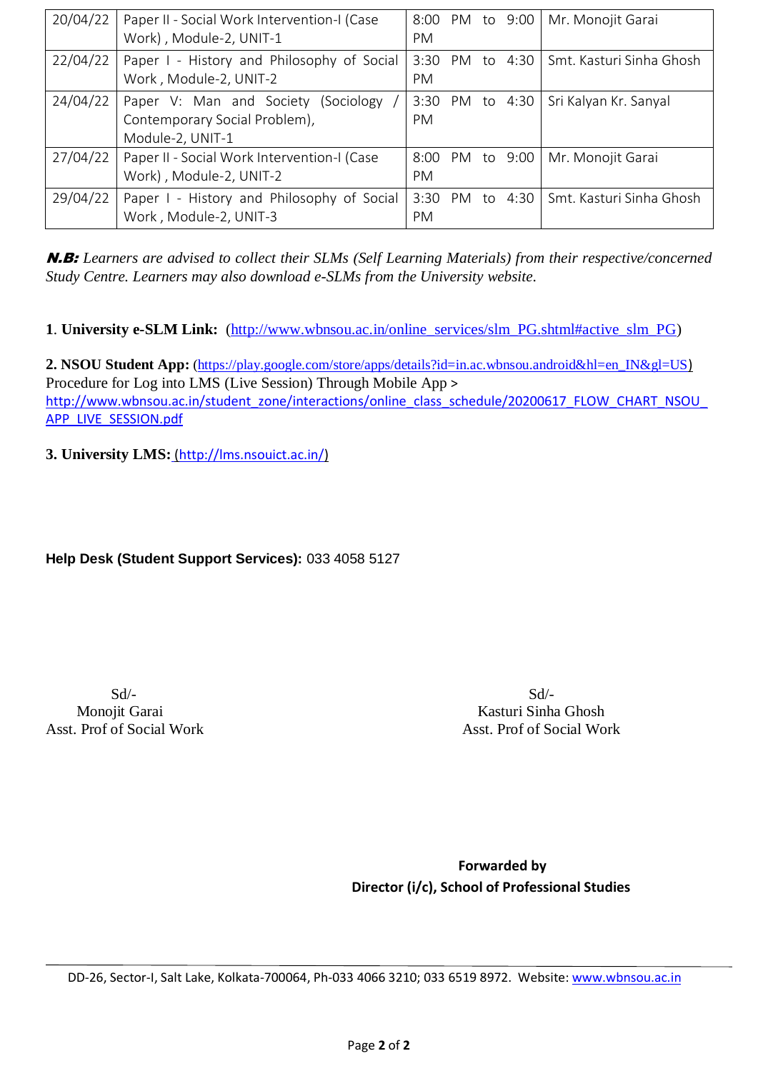| | | | |
|---|---|---|---|
| 20/04/22 | Paper II - Social Work Intervention-I (Case Work) , Module-2, UNIT-1 | 8:00 PM to 9:00 PM | Mr. Monojit Garai |
| 22/04/22 | Paper I - History and Philosophy of Social Work , Module-2, UNIT-2 | 3:30 PM to 4:30 PM | Smt. Kasturi Sinha Ghosh |
| 24/04/22 | Paper V: Man and Society (Sociology / Contemporary Social Problem), Module-2, UNIT-1 | 3:30 PM to 4:30 PM | Sri Kalyan Kr. Sanyal |
| 27/04/22 | Paper II - Social Work Intervention-I (Case Work) , Module-2, UNIT-2 | 8:00 PM to 9:00 PM | Mr. Monojit Garai |
| 29/04/22 | Paper I - History and Philosophy of Social Work , Module-2, UNIT-3 | 3:30 PM to 4:30 PM | Smt. Kasturi Sinha Ghosh |

***N.B:*** *Learners are advised to collect their SLMs (Self Learning Materials) from their respective/concerned Study Centre. Learners may also download e-SLMs from the University website.*

1. **University e-SLM Link:** (http://www.wbnsou.ac.in/online_services/slm_PG.shtml#active_slm_PG)

2. **NSOU Student App:** (https://play.google.com/store/apps/details?id=in.ac.wbnsou.android&hl=en_IN&gl=US)
Procedure for Log into LMS (Live Session) Through Mobile App >
http://www.wbnsou.ac.in/student_zone/interactions/online_class_schedule/20200617_FLOW_CHART_NSOU_APP_LIVE_SESSION.pdf

3. **University LMS:** (http://lms.nsouict.ac.in/)

**Help Desk (Student Support Services):** 033 4058 5127

Sd/-
Monojit Garai
Asst. Prof of Social Work

Sd/-
Kasturi Sinha Ghosh
Asst. Prof of Social Work

**Forwarded by**
**Director (i/c), School of Professional Studies**

DD-26, Sector-I, Salt Lake, Kolkata-700064, Ph-033 4066 3210; 033 6519 8972. Website: www.wbnsou.ac.in